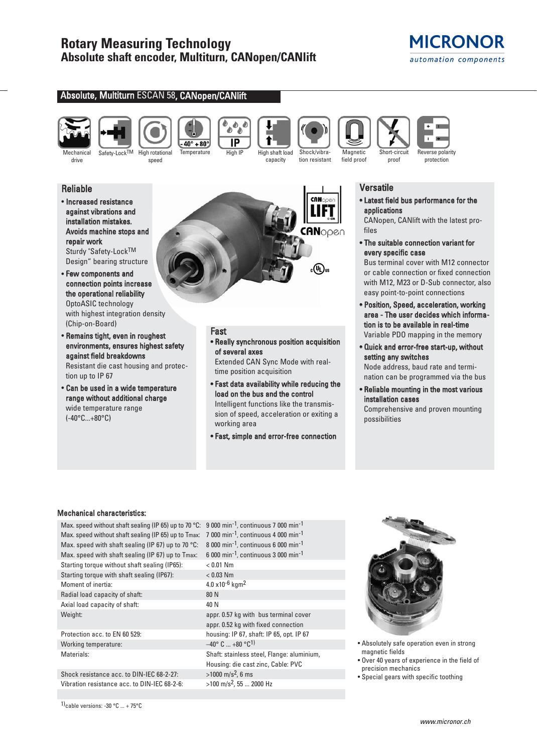# Rotary Measuring Technology
## Absolute shaft encoder, Multiturn, CANopen/CANlift

MICRONOR
automation components

### Absolute, Multiturn ESCAN 58, CANopen/CANlift

Mechanical drive | Safety-Lock™ | High rotational speed | Temperature | High IP | High shaft load capacity | Shock/vibration resistant | Magnetic field proof | Short-circuit proof | Reverse polarity protection

### Reliable

- **Increased resistance against vibrations and installation mistakes. Avoids machine stops and repair work**
  Sturdy "Safety-Lock™ Design" bearing structure
- **Few components and connection points increase the operational reliability**
  OptoASIC technology with highest integration density (Chip-on-Board)
- **Remains tight, even in roughest environments, ensures highest safety against field breakdowns**
  Resistant die cast housing and protection up to IP 67
- **Can be used in a wide temperature range without additional charge**
  wide temperature range (-40°C...+80°C)

### Fast

- **Really synchronous position acquisition of several axes**
  Extended CAN Sync Mode with real-time position acquisition
- **Fast data availability while reducing the load on the bus and the control**
  Intelligent functions like the transmission of speed, acceleration or exiting a working area
- **Fast, simple and error-free connection**

### Versatile

- **Latest field bus performance for the applications**
  CANopen, CANlift with the latest profiles
- **The suitable connection variant for every specific case**
  Bus terminal cover with M12 connector or cable connection or fixed connection with M12, M23 or D-Sub connector, also easy point-to-point connections
- **Position, Speed, acceleration, working area - The user decides which information is to be available in real-time**
  Variable PDO mapping in the memory
- **Quick and error-free start-up, without setting any switches**
  Node address, baud rate and termination can be programmed via the bus
- **Reliable mounting in the most various installation cases**
  Comprehensive and proven mounting possibilities

### Mechanical characteristics:

| | |
|---|---|
| Max. speed without shaft sealing (IP 65) up to 70 °C: | 9 000 min$^{-1}$, continuous 7 000 min$^{-1}$ |
| Max. speed without shaft sealing (IP 65) up to Tmax: | 7 000 min$^{-1}$, continuous 4 000 min$^{-1}$ |
| Max. speed with shaft sealing (IP 67) up to 70 °C: | 8 000 min$^{-1}$, continuous 6 000 min$^{-1}$ |
| Max. speed with shaft sealing (IP 67) up to Tmax: | 6 000 min$^{-1}$, continuous 3 000 min$^{-1}$ |
| Starting torque without shaft sealing (IP65): | < 0.01 Nm |
| Starting torque with shaft sealing (IP67): | < 0.03 Nm |
| Moment of inertia: | 4.0 x10$^{-6}$ kgm$^2$ |
| Radial load capacity of shaft: | 80 N |
| Axial load capacity of shaft: | 40 N |
| Weight: | appr. 0.57 kg with bus terminal cover<br>appr. 0.52 kg with fixed connection |
| Protection acc. to EN 60 529: | housing: IP 67, shaft: IP 65, opt. IP 67 |
| Working temperature: | –40° C ... +80 °C[1] |
| Materials: | Shaft: stainless steel, Flange: aluminium,<br>Housing: die cast zinc, Cable: PVC |
| Shock resistance acc. to DIN-IEC 68-2-27: | >1000 m/s$^2$, 6 ms |
| Vibration resistance acc. to DIN-IEC 68-2-6: | >100 m/s$^2$, 55 ... 2000 Hz |

[1] cable versions: -30 °C ... + 75°C

- Absolutely safe operation even in strong magnetic fields
- Over 40 years of experience in the field of precision mechanics
- Special gears with specific toothing

www.micronor.ch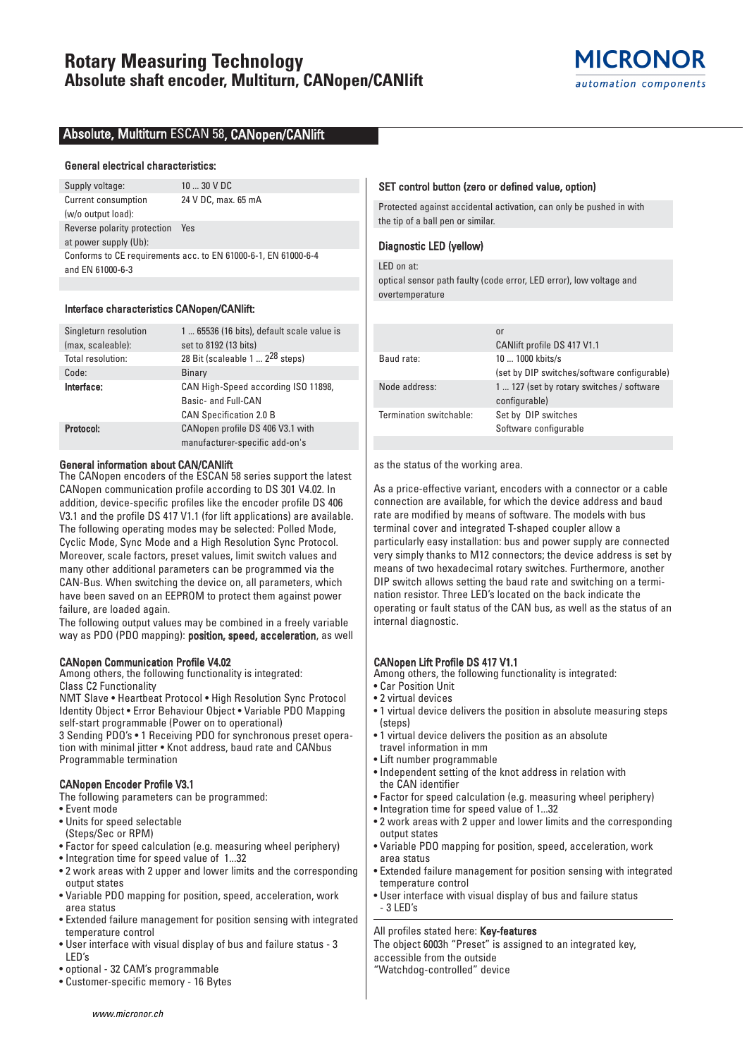# Rotary Measuring Technology
## Absolute shaft encoder, Multiturn, CANopen/CANlift

MICRONOR
*automation components*

## Absolute, Multiturn ESCAN 58, CANopen/CANlift

### General electrical characteristics:

| | |
|---|---|
| Supply voltage: | 10 ... 30 V DC |
| Current consumption (w/o output load): | 24 V DC, max. 65 mA |
| Reverse polarity protection at power supply (Ub): | Yes |
| Conforms to CE requirements acc. to EN 61000-6-1, EN 61000-6-4 and EN 61000-6-3 | |

### Interface characteristics CANopen/CANlift:

| | |
|---|---|
| Singleturn resolution (max, scaleable): | 1 ... 65536 (16 bits), default scale value is set to 8192 (13 bits) |
| Total resolution: | 28 Bit (scaleable 1 ... $2^{28}$ steps) |
| Code: | Binary |
| **Interface:** | CAN High-Speed according ISO 11898, Basic- and Full-CAN CAN Specification 2.0 B |
| **Protocol:** | CANopen profile DS 406 V3.1 with manufacturer-specific add-on's or CANlift profile DS 417 V1.1 |
| Baud rate: | 10 ... 1000 kbits/s (set by DIP switches/software configurable) |
| Node address: | 1 ... 127 (set by rotary switches / software configurable) |
| Termination switchable: | Set by DIP switches Software configurable |

### SET control button (zero or defined value, option)

Protected against accidental activation, can only be pushed in with the tip of a ball pen or similar.

### Diagnostic LED (yellow)

LED on at:
optical sensor path faulty (code error, LED error), low voltage and overtemperature

### General information about CAN/CANlift

The CANopen encoders of the ESCAN 58 series support the latest CANopen communication profile according to DS 301 V4.02. In addition, device-specific profiles like the encoder profile DS 406 V3.1 and the profile DS 417 V1.1 (for lift applications) are available. The following operating modes may be selected: Polled Mode, Cyclic Mode, Sync Mode and a High Resolution Sync Protocol. Moreover, scale factors, preset values, limit switch values and many other additional parameters can be programmed via the CAN-Bus. When switching the device on, all parameters, which have been saved on an EEPROM to protect them against power failure, are loaded again.
The following output values may be combined in a freely variable way as PDO (PDO mapping): **position, speed, acceleration**, as well as the status of the working area.

As a price-effective variant, encoders with a connector or a cable connection are available, for which the device address and baud rate are modified by means of software. The models with bus terminal cover and integrated T-shaped coupler allow a particularly easy installation: bus and power supply are connected very simply thanks to M12 connectors; the device address is set by means of two hexadecimal rotary switches. Furthermore, another DIP switch allows setting the baud rate and switching on a termination resistor. Three LED's located on the back indicate the operating or fault status of the CAN bus, as well as the status of an internal diagnostic.

### CANopen Communication Profile V4.02

Among others, the following functionality is integrated:
Class C2 Functionality
NMT Slave • Heartbeat Protocol • High Resolution Sync Protocol
Identity Object • Error Behaviour Object • Variable PDO Mapping
self-start programmable (Power on to operational)
3 Sending PDO's • 1 Receiving PDO for synchronous preset operation with minimal jitter • Knot address, baud rate and CANbus
Programmable termination

### CANopen Encoder Profile V3.1

The following parameters can be programmed:

- Event mode
- Units for speed selectable (Steps/Sec or RPM)
- Factor for speed calculation (e.g. measuring wheel periphery)
- Integration time for speed value of 1...32
- 2 work areas with 2 upper and lower limits and the corresponding output states
- Variable PDO mapping for position, speed, acceleration, work area status
- Extended failure management for position sensing with integrated temperature control
- User interface with visual display of bus and failure status - 3 LED's
- optional - 32 CAM's programmable
- Customer-specific memory - 16 Bytes

### CANopen Lift Profile DS 417 V1.1

Among others, the following functionality is integrated:

- Car Position Unit
- 2 virtual devices
- 1 virtual device delivers the position in absolute measuring steps (steps)
- 1 virtual device delivers the position as an absolute travel information in mm
- Lift number programmable
- Independent setting of the knot address in relation with the CAN identifier
- Factor for speed calculation (e.g. measuring wheel periphery)
- Integration time for speed value of 1...32
- 2 work areas with 2 upper and lower limits and the corresponding output states
- Variable PDO mapping for position, speed, acceleration, work area status
- Extended failure management for position sensing with integrated temperature control
- User interface with visual display of bus and failure status - 3 LED's

All profiles stated here: **Key-features**
The object 6003h "Preset" is assigned to an integrated key, accessible from the outside
"Watchdog-controlled" device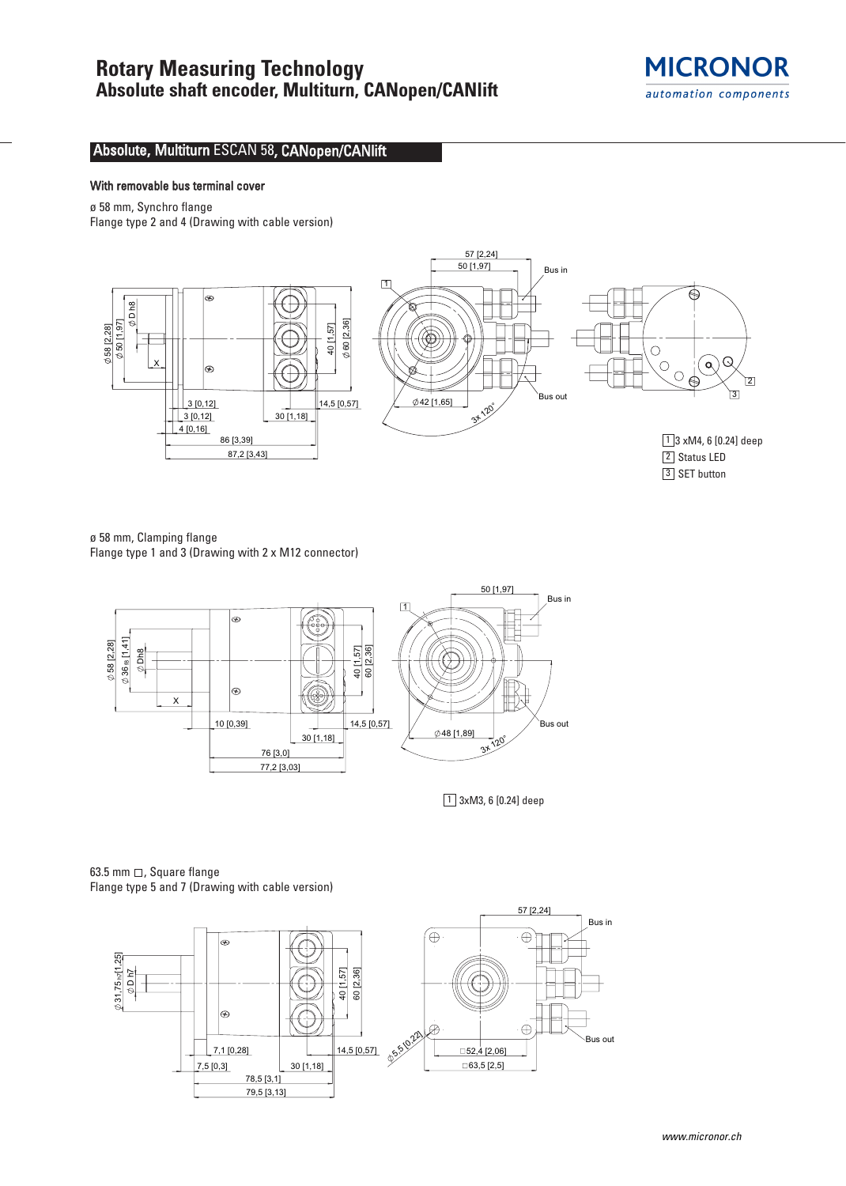## Absolute, Multiturn ESCAN 58, CANopen/CANlift

### With removable bus terminal cover

ø 58 mm, Synchro flange
Flange type 2 and 4 (Drawing with cable version)

1 3 xM4, 6 [0.24] deep
2 Status LED
3 SET button

ø 58 mm, Clamping flange
Flange type 1 and 3 (Drawing with 2 x M12 connector)

1 3xM3, 6 [0.24] deep

63.5 mm □, Square flange
Flange type 5 and 7 (Drawing with cable version)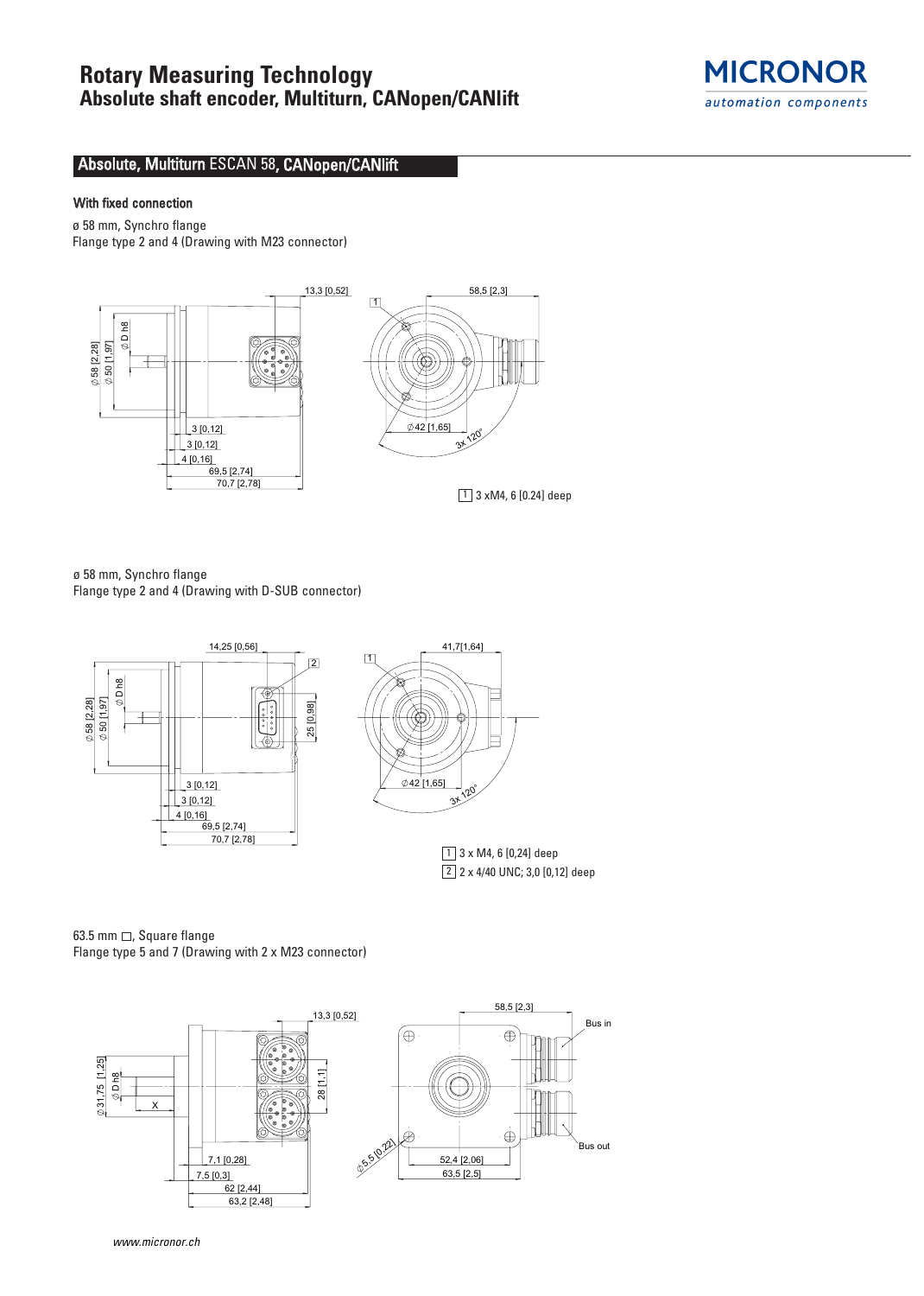# Rotary Measuring Technology
## Absolute shaft encoder, Multiturn, CANopen/CANlift

## Absolute, Multiturn ESCAN 58, CANopen/CANlift

### With fixed connection

ø 58 mm, Synchro flange
Flange type 2 and 4 (Drawing with M23 connector)

13,3 [0,52]
58,5 [2,3]
1
∅ 58 [2,28]
∅ 50 [1,97]
∅ D h8
3 [0,12]
3 [0,12]
4 [0,16]
69,5 [2,74]
70,7 [2,78]
∅42 [1,65]
3x 120°

1 3 xM4, 6 [0.24] deep

ø 58 mm, Synchro flange
Flange type 2 and 4 (Drawing with D-SUB connector)

14,25 [0,56]
2
41,7[1,64]
1
∅ 58 [2,28]
∅ 50 [1,97]
∅ D h8
25 [0,98]
3 [0,12]
3 [0,12]
4 [0,16]
69,5 [2,74]
70,7 [2,78]
∅42 [1,65]
3x 120°

1 3 x M4, 6 [0,24] deep
2 2 x 4/40 UNC; 3,0 [0,12] deep

63.5 mm □, Square flange
Flange type 5 and 7 (Drawing with 2 x M23 connector)

13,3 [0,52]
58,5 [2,3]
Bus in
∅31,75 [1,25]
∅ D h8
X
28 [1,1]
7,1 [0,28]
7,5 [0,3]
62 [2,44]
63,2 [2,48]
∅5,5 [0,22]
52,4 [2,06]
63,5 [2,5]
Bus out

www.micronor.ch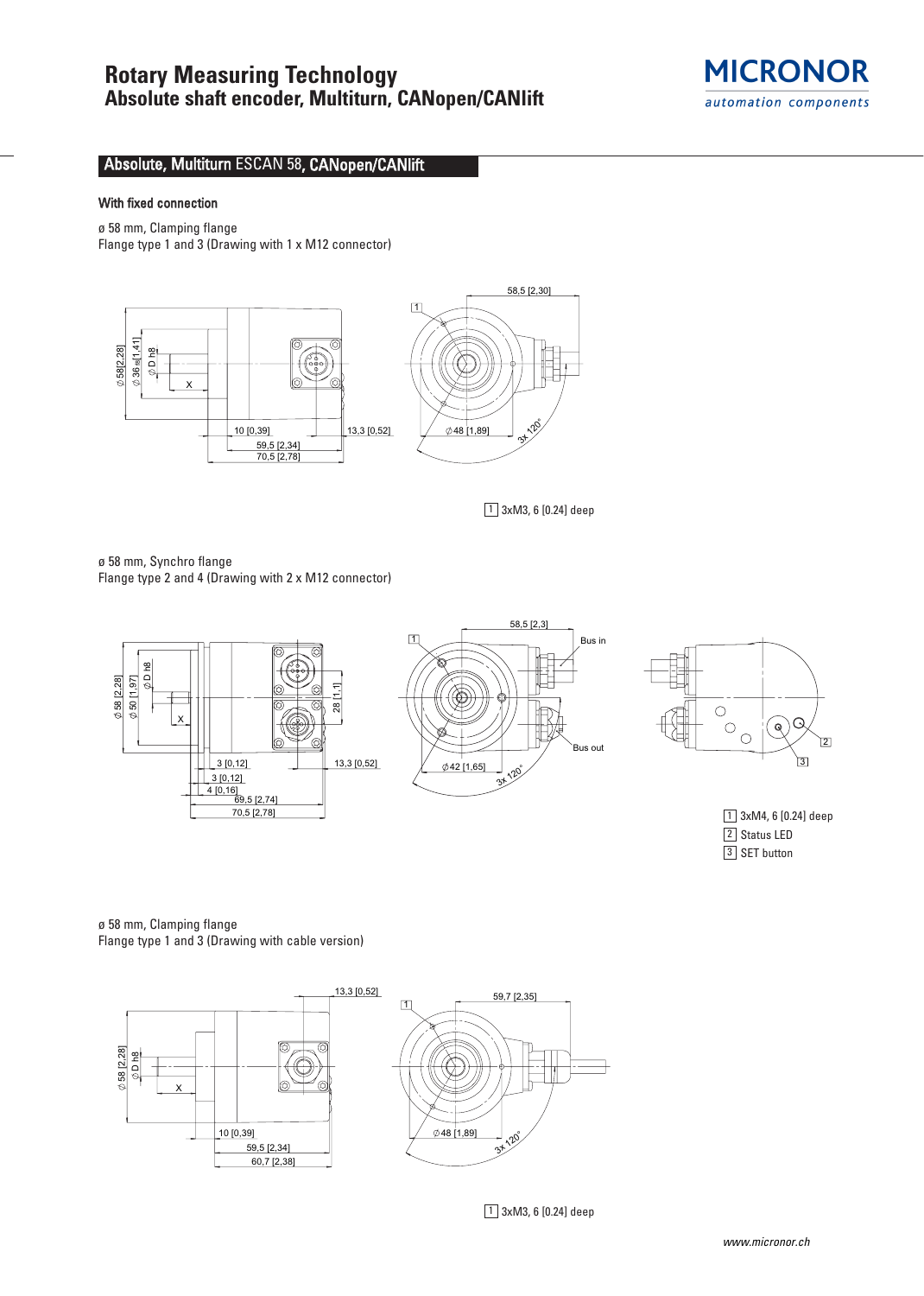## Absolute, Multiturn ESCAN 58, CANopen/CANlift

### With fixed connection

ø 58 mm, Clamping flange
Flange type 1 and 3 (Drawing with 1 x M12 connector)

1 3xM3, 6 [0.24] deep

ø 58 mm, Synchro flange
Flange type 2 and 4 (Drawing with 2 x M12 connector)

1 3xM4, 6 [0.24] deep
2 Status LED
3 SET button

ø 58 mm, Clamping flange
Flange type 1 and 3 (Drawing with cable version)

1 3xM3, 6 [0.24] deep

*www.micronor.ch*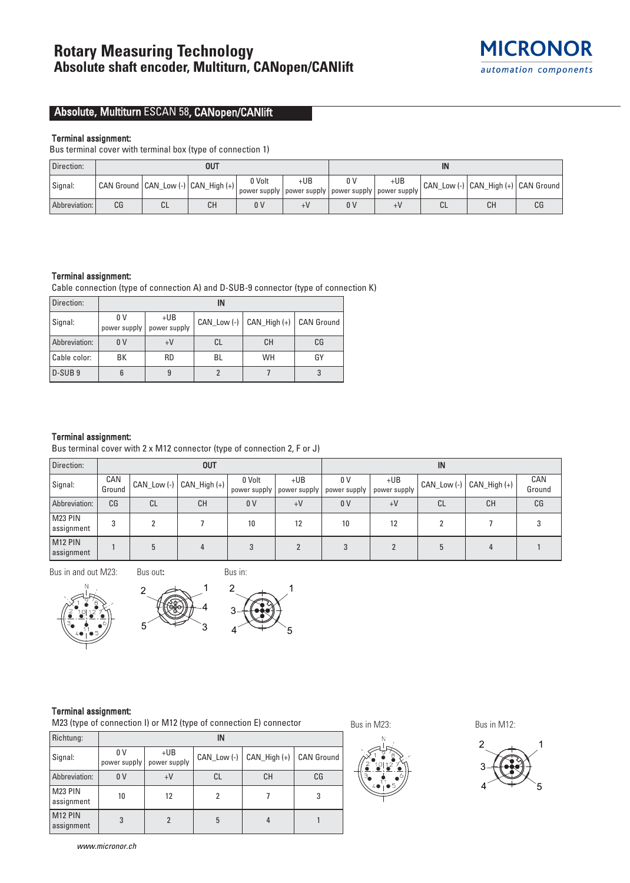# Rotary Measuring Technology
## Absolute shaft encoder, Multiturn, CANopen/CANlift

### Absolute, Multiturn ESCAN 58, CANopen/CANlift

**Terminal assignment:**

Bus terminal cover with terminal box (type of connection 1)

| Direction: | OUT | | | | | IN | | | | |
|---|---|---|---|---|---|---|---|---|---|---|
| Signal: | CAN Ground | CAN_Low (-) | CAN_High (+) | 0 Volt power supply | +UB power supply | 0 V power supply | +UB power supply | CAN_Low (-) | CAN_High (+) | CAN Ground |
| Abbreviation: | CG | CL | CH | 0 V | +V | 0 V | +V | CL | CH | CG |

**Terminal assignment:**

Cable connection (type of connection A) and D-SUB-9 connector (type of connection K)

| Direction: | IN | | | | |
|---|---|---|---|---|---|
| Signal: | 0 V power supply | +UB power supply | CAN_Low (-) | CAN_High (+) | CAN Ground |
| Abbreviation: | 0 V | +V | CL | CH | CG |
| Cable color: | BK | RD | BL | WH | GY |
| D-SUB 9 | 6 | 9 | 2 | 7 | 3 |

**Terminal assignment:**

Bus terminal cover with 2 x M12 connector (type of connection 2, F or J)

| Direction: | OUT | | | | | IN | | | | |
|---|---|---|---|---|---|---|---|---|---|---|
| Signal: | CAN Ground | CAN_Low (-) | CAN_High (+) | 0 Volt power supply | +UB power supply | 0 V power supply | +UB power supply | CAN_Low (-) | CAN_High (+) | CAN Ground |
| Abbreviation: | CG | CL | CH | 0 V | +V | 0 V | +V | CL | CH | CG |
| M23 PIN assignment | 3 | 2 | 7 | 10 | 12 | 10 | 12 | 2 | 7 | 3 |
| M12 PIN assignment | 1 | 5 | 4 | 3 | 2 | 3 | 2 | 5 | 4 | 1 |

Bus in and out M23: Bus out: Bus in:

**Terminal assignment:**

M23 (type of connection I) or M12 (type of connection E) connector

| Richtung: | IN | | | | |
|---|---|---|---|---|---|
| Signal: | 0 V power supply | +UB power supply | CAN_Low (-) | CAN_High (+) | CAN Ground |
| Abbreviation: | 0 V | +V | CL | CH | CG |
| M23 PIN assignment | 10 | 12 | 2 | 7 | 3 |
| M12 PIN assignment | 3 | 2 | 5 | 4 | 1 |

Bus in M23: Bus in M12:

www.micronor.ch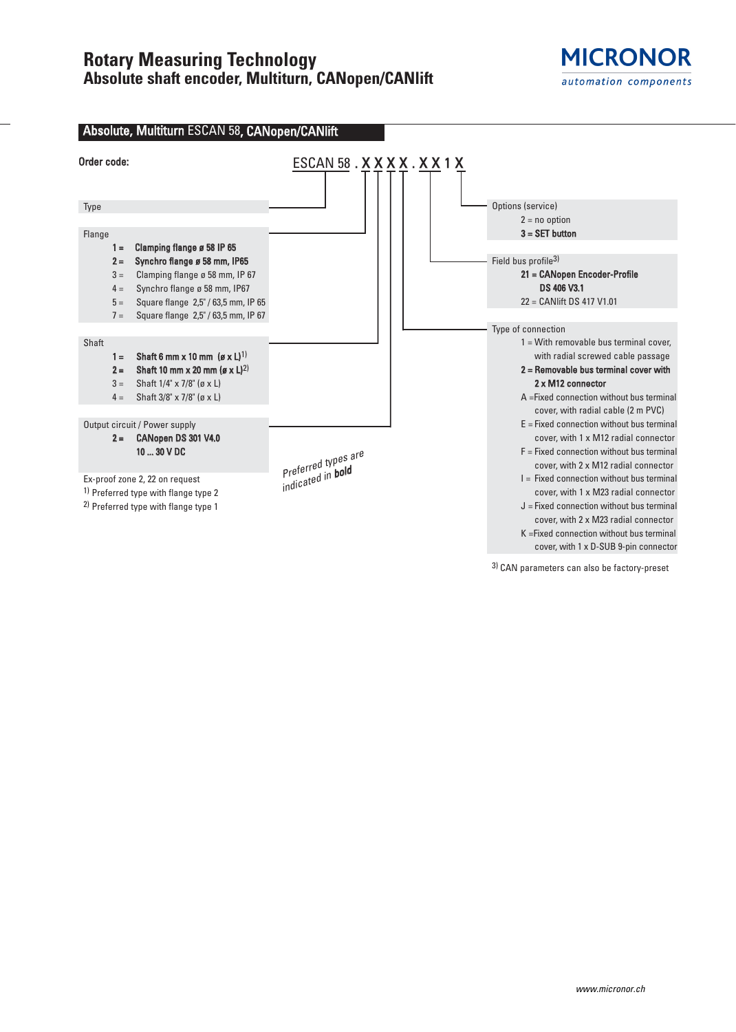# Rotary Measuring Technology
## Absolute shaft encoder, Multiturn, CANopen/CANlift

### Absolute, Multiturn ESCAN 58, CANopen/CANlift

**Order code:** ESCAN 58 . X X X X . X X 1 X

**Type**

**Flange**

- **1 = Clamping flange ø 58 IP 65**
- **2 = Synchro flange ø 58 mm, IP65**
- 3 = Clamping flange ø 58 mm, IP 67
- 4 = Synchro flange ø 58 mm, IP67
- 5 = Square flange 2,5" / 63,5 mm, IP 65
- 7 = Square flange 2,5" / 63,5 mm, IP 67

**Shaft**

- **1 = Shaft 6 mm x 10 mm (ø x L)**[1]
- **2 = Shaft 10 mm x 20 mm (ø x L)**[2]
- 3 = Shaft 1/4" x 7/8" (ø x L)
- 4 = Shaft 3/8" x 7/8" (ø x L)

**Output circuit / Power supply**

- **2 = CANopen DS 301 V4.0 10 ... 30 V DC**

Ex-proof zone 2, 22 on request

[1] Preferred type with flange type 2

[2] Preferred type with flange type 1

*Preferred types are indicated in* ***bold***

**Options (service)**

- 2 = no option
- **3 = SET button**

**Field bus profile**[3]

- **21 = CANopen Encoder-Profile DS 406 V3.1**
- 22 = CANlift DS 417 V1.01

**Type of connection**

- 1 = With removable bus terminal cover, with radial screwed cable passage
- **2 = Removable bus terminal cover with 2 x M12 connector**
- A = Fixed connection without bus terminal cover, with radial cable (2 m PVC)
- E = Fixed connection without bus terminal cover, with 1 x M12 radial connector
- F = Fixed connection without bus terminal cover, with 2 x M12 radial connector
- I = Fixed connection without bus terminal cover, with 1 x M23 radial connector
- J = Fixed connection without bus terminal cover, with 2 x M23 radial connector
- K = Fixed connection without bus terminal cover, with 1 x D-SUB 9-pin connector

[3] CAN parameters can also be factory-preset